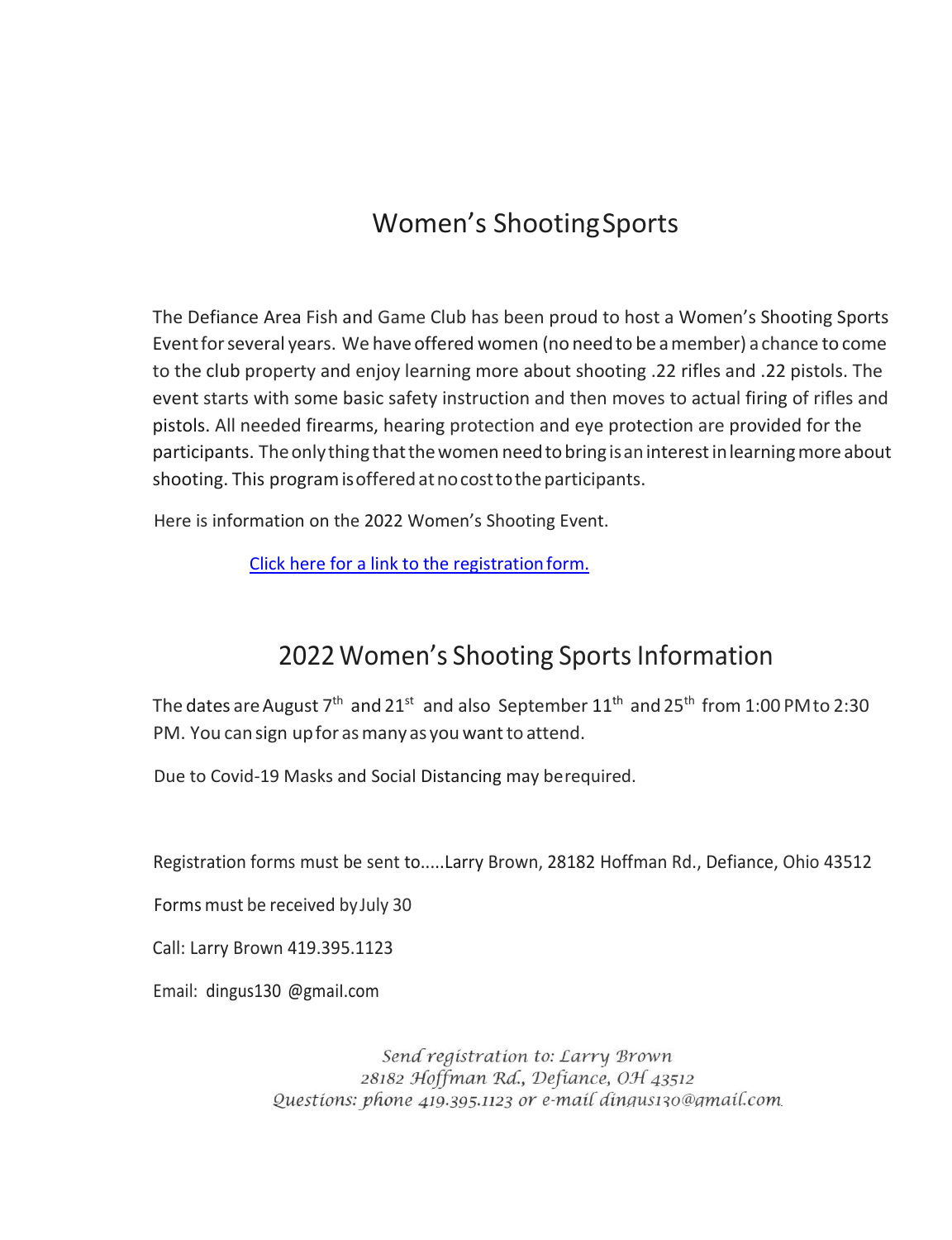# Women's Shooting Sports

The Defiance Area Fish and Game Club has been proud to host a Women's Shooting Sports Event for several years. We have offered women (no need to be a member) a chance to come to the club property and enjoy learning more about shooting .22 rifles and .22 pistols. The event starts with some basic safety instruction and then moves to actual firing of rifles and pistols. All needed firearms, hearing protection and eye protection are provided for the participants. The only thing that the women need to bring is an interest in learning more about shooting. This program is offered at no cost to the participants.

Here is information on the 2022 Women's Shooting Event.

Click here for a link to the registration form.

## 2022 Women's Shooting Sports Information

The dates are August 7th and 21st and also September 11th and 25th from 1:00 PM to 2:30 PM. You can sign up for as many as you want to attend.

Due to Covid-19 Masks and Social Distancing may be required.

Registration forms must be sent to.....Larry Brown, 28182 Hoffman Rd., Defiance, Ohio 43512

Forms must be received by July 30

Call: Larry Brown 419.395.1123

Email: dingus130 @gmail.com

*Send registration to: Larry Brown*
*28182 Hoffman Rd., Defiance, OH 43512*
*Questions: phone 419.395.1123 or e-mail dingus130@gmail.com*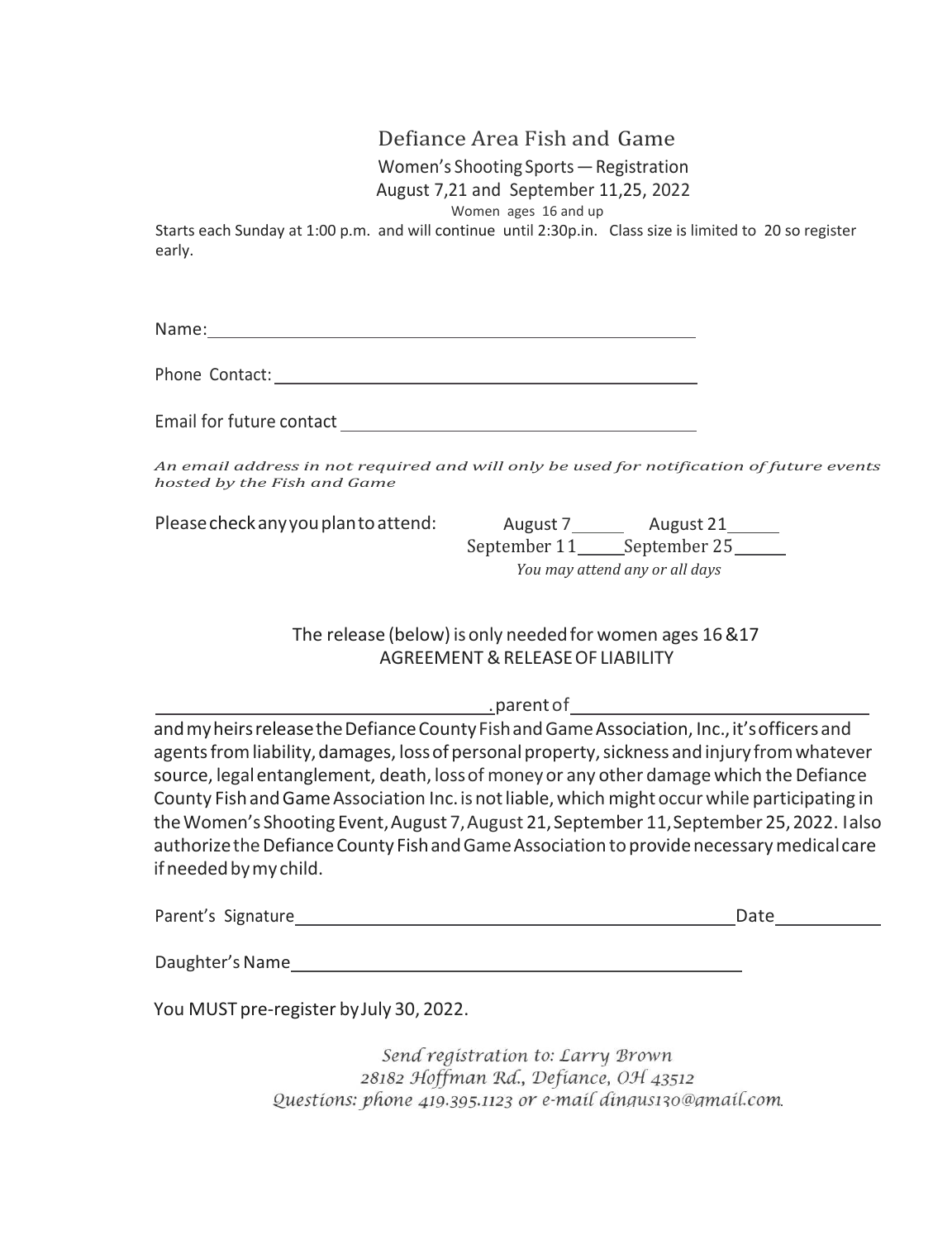# Defiance Area Fish and Game

## Women's Shooting Sports — Registration

## August 7,21 and September 11,25, 2022

Women ages 16 and up

Starts each Sunday at 1:00 p.m. and will continue until 2:30p.in. Class size is limited to 20 so register early.

Name: ____________________________________________

Phone Contact: ____________________________________________

Email for future contact ____________________________________________

*An email address in not required and will only be used for notification of future events hosted by the Fish and Game*

Please check any you plan to attend: August 7\_\_\_\_\_ August 21\_\_\_\_\_ September 11\_\_\_\_\_ September 25\_\_\_\_\_

*You may attend any or all days*

The release (below) is only needed for women ages 16 &17

AGREEMENT & RELEASE OF LIABILITY

____________________________. parent of ____________________________

and my heirs release the Defiance County Fish and Game Association, Inc., it's officers and agents from liability, damages, loss of personal property, sickness and injury from whatever source, legal entanglement, death, loss of money or any other damage which the Defiance County Fish and Game Association Inc. is not liable, which might occur while participating in the Women's Shooting Event, August 7, August 21, September 11, September 25, 2022. I also authorize the Defiance County Fish and Game Association to provide necessary medical care if needed by my child.

Parent's Signature ____________________________________________ Date ___________

Daughter's Name ____________________________________________

You MUST pre-register by July 30, 2022.

*Send registration to: Larry Brown*
*28182 Hoffman Rd., Defiance, OH 43512*
*Questions: phone 419.395.1123 or e-mail dingus130@gmail.com.*